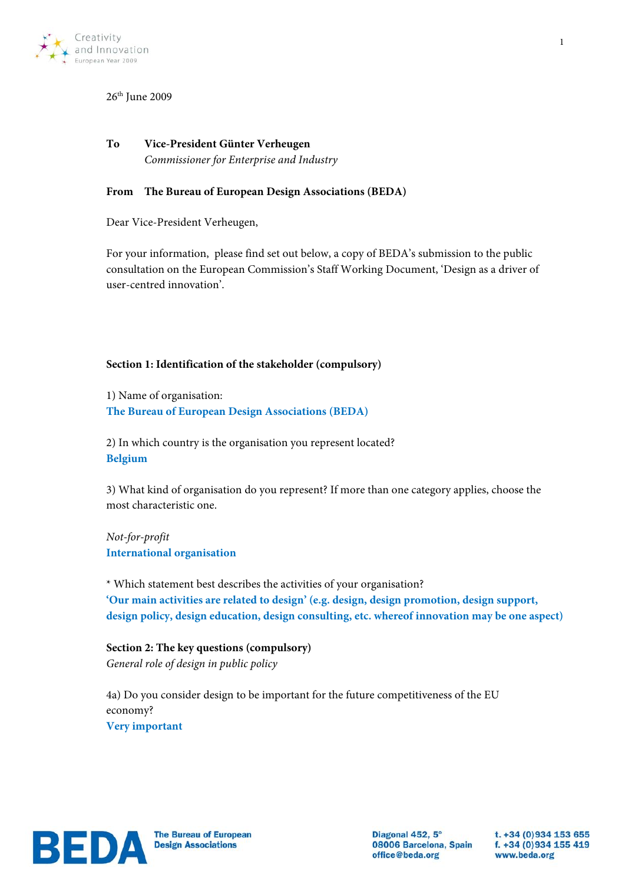26th June 2009

**To** **Vice-President Günter Verheugen**
*Commissioner for Enterprise and Industry*

**From** **The Bureau of European Design Associations (BEDA)**

Dear Vice-President Verheugen,

For your information, please find set out below, a copy of BEDA's submission to the public consultation on the European Commission's Staff Working Document, 'Design as a driver of user-centred innovation'.

**Section 1: Identification of the stakeholder (compulsory)**

1) Name of organisation:
**The Bureau of European Design Associations (BEDA)**

2) In which country is the organisation you represent located?
**Belgium**

3) What kind of organisation do you represent? If more than one category applies, choose the most characteristic one.

*Not-for-profit*
**International organisation**

* Which statement best describes the activities of your organisation?
**'Our main activities are related to design' (e.g. design, design promotion, design support, design policy, design education, design consulting, etc. whereof innovation may be one aspect)**

**Section 2: The key questions (compulsory)**
*General role of design in public policy*

4a) Do you consider design to be important for the future competitiveness of the EU economy?
**Very important**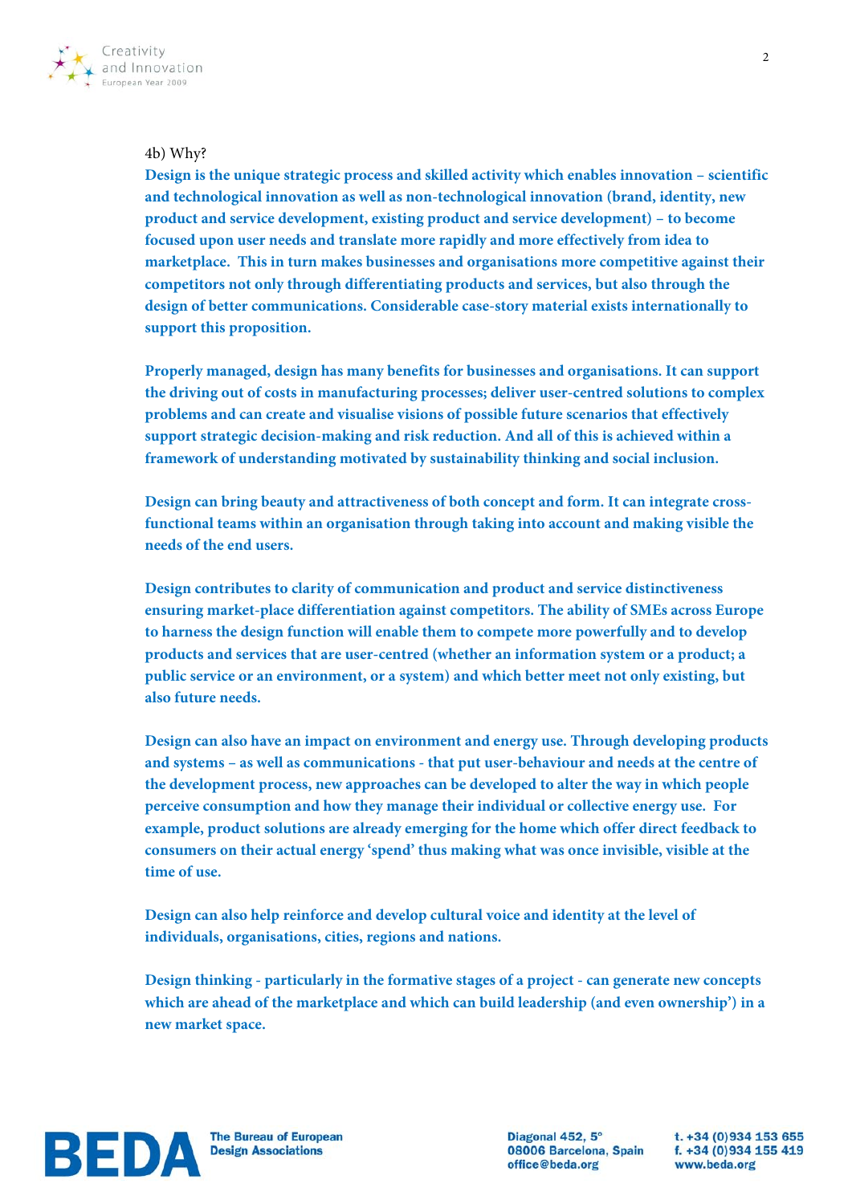4b) Why?

**Design is the unique strategic process and skilled activity which enables innovation – scientific and technological innovation as well as non-technological innovation (brand, identity, new product and service development, existing product and service development) – to become focused upon user needs and translate more rapidly and more effectively from idea to marketplace. This in turn makes businesses and organisations more competitive against their competitors not only through differentiating products and services, but also through the design of better communications. Considerable case-story material exists internationally to support this proposition.**

**Properly managed, design has many benefits for businesses and organisations. It can support the driving out of costs in manufacturing processes; deliver user-centred solutions to complex problems and can create and visualise visions of possible future scenarios that effectively support strategic decision-making and risk reduction. And all of this is achieved within a framework of understanding motivated by sustainability thinking and social inclusion.**

**Design can bring beauty and attractiveness of both concept and form. It can integrate cross-functional teams within an organisation through taking into account and making visible the needs of the end users.**

**Design contributes to clarity of communication and product and service distinctiveness ensuring market-place differentiation against competitors. The ability of SMEs across Europe to harness the design function will enable them to compete more powerfully and to develop products and services that are user-centred (whether an information system or a product; a public service or an environment, or a system) and which better meet not only existing, but also future needs.**

**Design can also have an impact on environment and energy use. Through developing products and systems – as well as communications - that put user-behaviour and needs at the centre of the development process, new approaches can be developed to alter the way in which people perceive consumption and how they manage their individual or collective energy use. For example, product solutions are already emerging for the home which offer direct feedback to consumers on their actual energy 'spend' thus making what was once invisible, visible at the time of use.**

**Design can also help reinforce and develop cultural voice and identity at the level of individuals, organisations, cities, regions and nations.**

**Design thinking - particularly in the formative stages of a project - can generate new concepts which are ahead of the marketplace and which can build leadership (and even ownership') in a new market space.**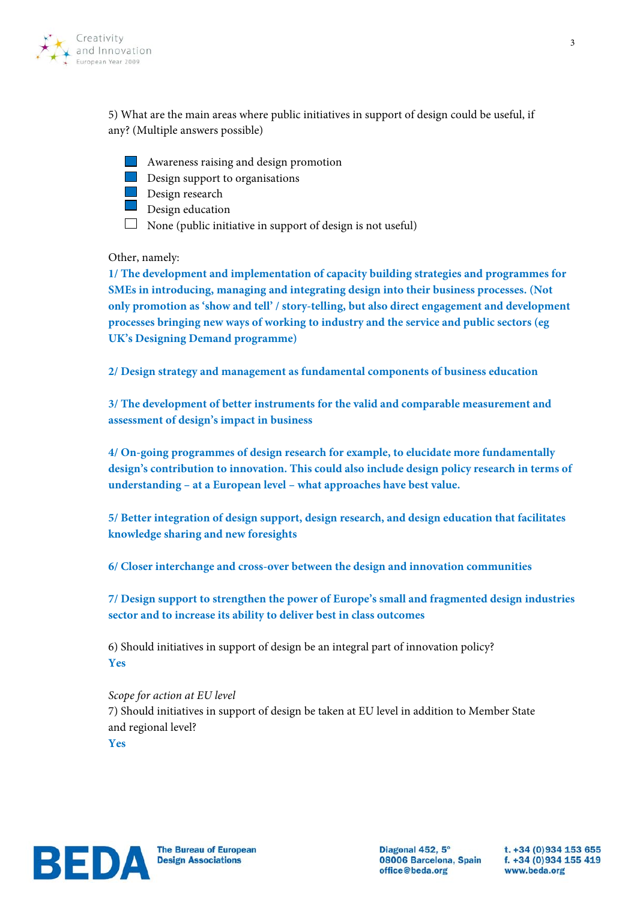5) What are the main areas where public initiatives in support of design could be useful, if any? (Multiple answers possible)

- [x] Awareness raising and design promotion
- [x] Design support to organisations
- [x] Design research
- [x] Design education
- [ ] None (public initiative in support of design is not useful)

Other, namely:

**1/ The development and implementation of capacity building strategies and programmes for SMEs in introducing, managing and integrating design into their business processes. (Not only promotion as 'show and tell' / story-telling, but also direct engagement and development processes bringing new ways of working to industry and the service and public sectors (eg UK's Designing Demand programme)**

**2/ Design strategy and management as fundamental components of business education**

**3/ The development of better instruments for the valid and comparable measurement and assessment of design's impact in business**

**4/ On-going programmes of design research for example, to elucidate more fundamentally design's contribution to innovation. This could also include design policy research in terms of understanding – at a European level – what approaches have best value.**

**5/ Better integration of design support, design research, and design education that facilitates knowledge sharing and new foresights**

**6/ Closer interchange and cross-over between the design and innovation communities**

**7/ Design support to strengthen the power of Europe's small and fragmented design industries sector and to increase its ability to deliver best in class outcomes**

6) Should initiatives in support of design be an integral part of innovation policy?
**Yes**

*Scope for action at EU level*

7) Should initiatives in support of design be taken at EU level in addition to Member State and regional level?
**Yes**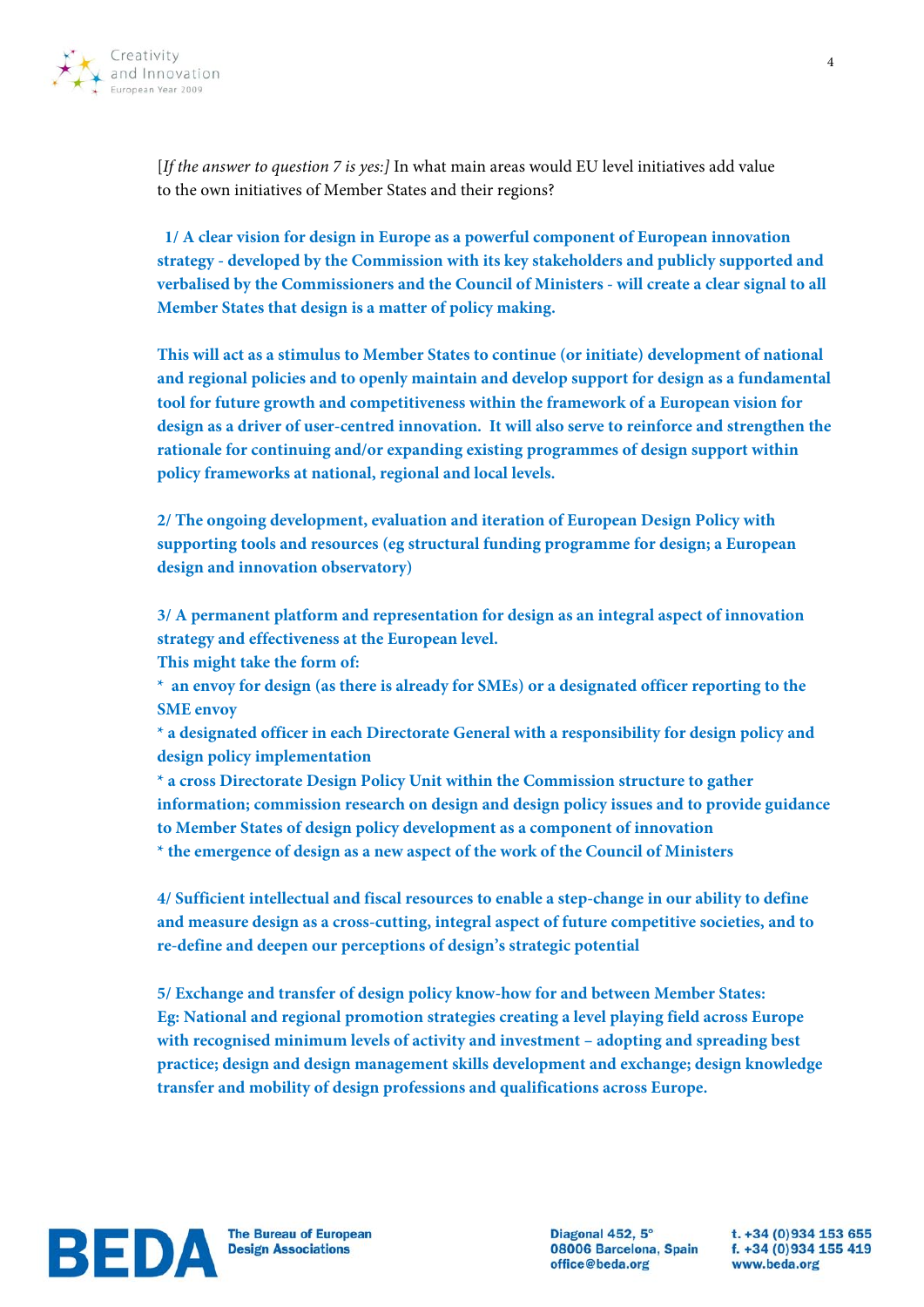[*If the answer to question 7 is yes:]* In what main areas would EU level initiatives add value to the own initiatives of Member States and their regions?

**1/ A clear vision for design in Europe as a powerful component of European innovation strategy - developed by the Commission with its key stakeholders and publicly supported and verbalised by the Commissioners and the Council of Ministers - will create a clear signal to all Member States that design is a matter of policy making.**

**This will act as a stimulus to Member States to continue (or initiate) development of national and regional policies and to openly maintain and develop support for design as a fundamental tool for future growth and competitiveness within the framework of a European vision for design as a driver of user-centred innovation. It will also serve to reinforce and strengthen the rationale for continuing and/or expanding existing programmes of design support within policy frameworks at national, regional and local levels.**

**2/ The ongoing development, evaluation and iteration of European Design Policy with supporting tools and resources (eg structural funding programme for design; a European design and innovation observatory)**

**3/ A permanent platform and representation for design as an integral aspect of innovation strategy and effectiveness at the European level.**
**This might take the form of:**
**\* an envoy for design (as there is already for SMEs) or a designated officer reporting to the SME envoy**
**\* a designated officer in each Directorate General with a responsibility for design policy and design policy implementation**
**\* a cross Directorate Design Policy Unit within the Commission structure to gather information; commission research on design and design policy issues and to provide guidance to Member States of design policy development as a component of innovation**
**\* the emergence of design as a new aspect of the work of the Council of Ministers**

**4/ Sufficient intellectual and fiscal resources to enable a step-change in our ability to define and measure design as a cross-cutting, integral aspect of future competitive societies, and to re-define and deepen our perceptions of design's strategic potential**

**5/ Exchange and transfer of design policy know-how for and between Member States:**
**Eg: National and regional promotion strategies creating a level playing field across Europe with recognised minimum levels of activity and investment – adopting and spreading best practice; design and design management skills development and exchange; design knowledge transfer and mobility of design professions and qualifications across Europe.**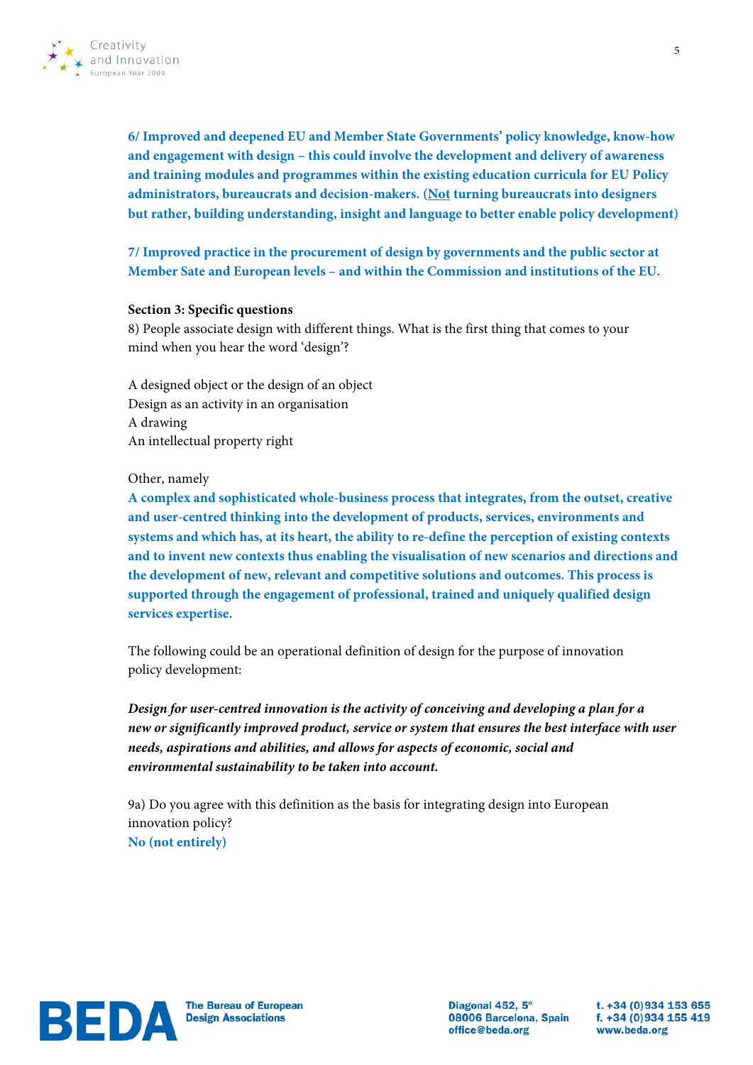**6/ Improved and deepened EU and Member State Governments' policy knowledge, know-how and engagement with design – this could involve the development and delivery of awareness and training modules and programmes within the existing education curricula for EU Policy administrators, bureaucrats and decision-makers. (Not turning bureaucrats into designers but rather, building understanding, insight and language to better enable policy development)**

**7/ Improved practice in the procurement of design by governments and the public sector at Member Sate and European levels – and within the Commission and institutions of the EU.**

**Section 3: Specific questions**

8) People associate design with different things. What is the first thing that comes to your mind when you hear the word 'design'?

A designed object or the design of an object
Design as an activity in an organisation
A drawing
An intellectual property right

Other, namely

**A complex and sophisticated whole-business process that integrates, from the outset, creative and user-centred thinking into the development of products, services, environments and systems and which has, at its heart, the ability to re-define the perception of existing contexts and to invent new contexts thus enabling the visualisation of new scenarios and directions and the development of new, relevant and competitive solutions and outcomes. This process is supported through the engagement of professional, trained and uniquely qualified design services expertise.**

The following could be an operational definition of design for the purpose of innovation policy development:

***Design for user-centred innovation is the activity of conceiving and developing a plan for a new or significantly improved product, service or system that ensures the best interface with user needs, aspirations and abilities, and allows for aspects of economic, social and environmental sustainability to be taken into account.***

9a) Do you agree with this definition as the basis for integrating design into European innovation policy?
**No (not entirely)**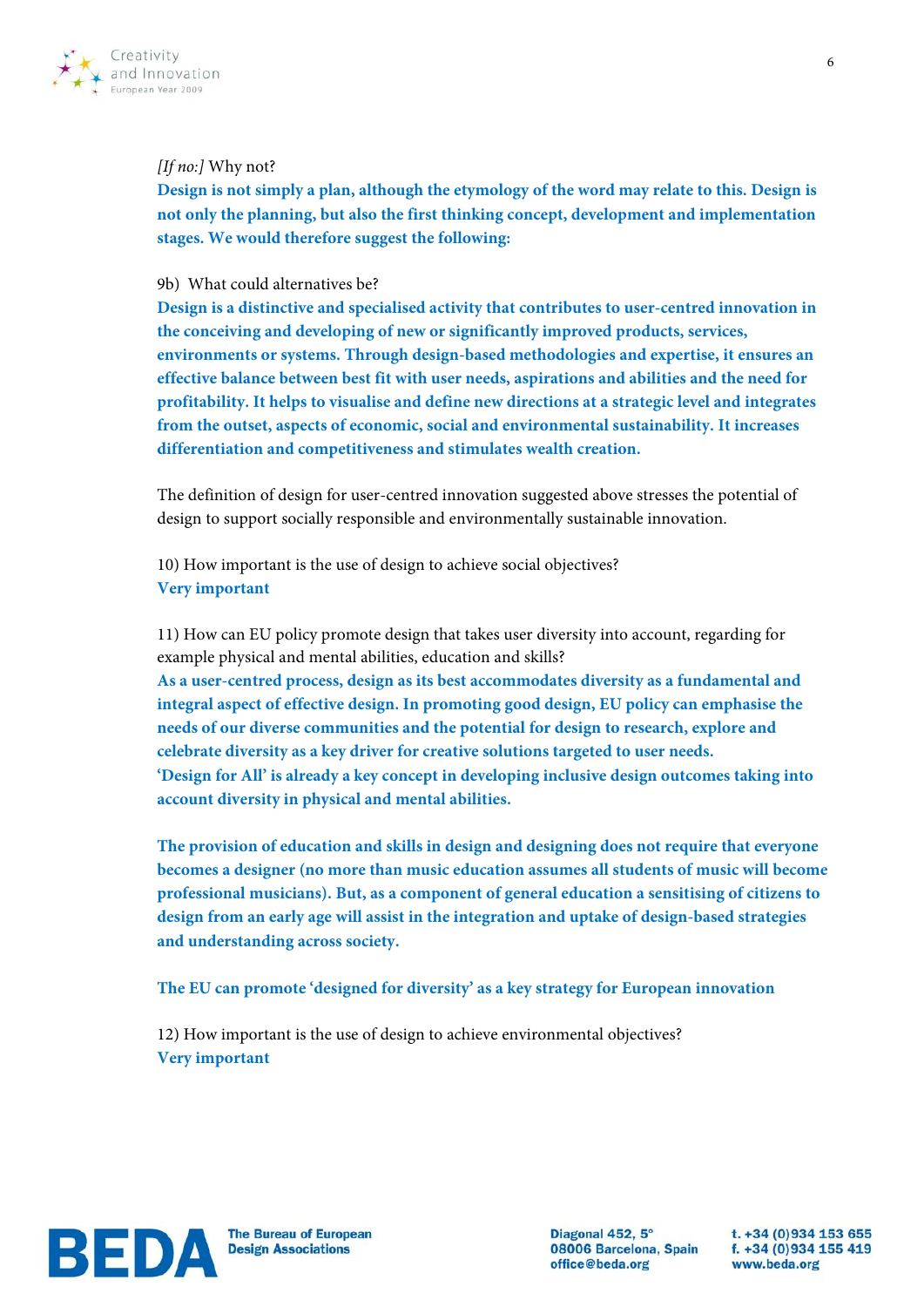*[If no:]* Why not?

**Design is not simply a plan, although the etymology of the word may relate to this. Design is not only the planning, but also the first thinking concept, development and implementation stages. We would therefore suggest the following:**

9b) What could alternatives be?

**Design is a distinctive and specialised activity that contributes to user-centred innovation in the conceiving and developing of new or significantly improved products, services, environments or systems. Through design-based methodologies and expertise, it ensures an effective balance between best fit with user needs, aspirations and abilities and the need for profitability. It helps to visualise and define new directions at a strategic level and integrates from the outset, aspects of economic, social and environmental sustainability. It increases differentiation and competitiveness and stimulates wealth creation.**

The definition of design for user-centred innovation suggested above stresses the potential of design to support socially responsible and environmentally sustainable innovation.

10) How important is the use of design to achieve social objectives?

**Very important**

11) How can EU policy promote design that takes user diversity into account, regarding for example physical and mental abilities, education and skills?

**As a user-centred process, design as its best accommodates diversity as a fundamental and integral aspect of effective design. In promoting good design, EU policy can emphasise the needs of our diverse communities and the potential for design to research, explore and celebrate diversity as a key driver for creative solutions targeted to user needs.**

**'Design for All' is already a key concept in developing inclusive design outcomes taking into account diversity in physical and mental abilities.**

**The provision of education and skills in design and designing does not require that everyone becomes a designer (no more than music education assumes all students of music will become professional musicians). But, as a component of general education a sensitising of citizens to design from an early age will assist in the integration and uptake of design-based strategies and understanding across society.**

**The EU can promote 'designed for diversity' as a key strategy for European innovation**

12) How important is the use of design to achieve environmental objectives?

**Very important**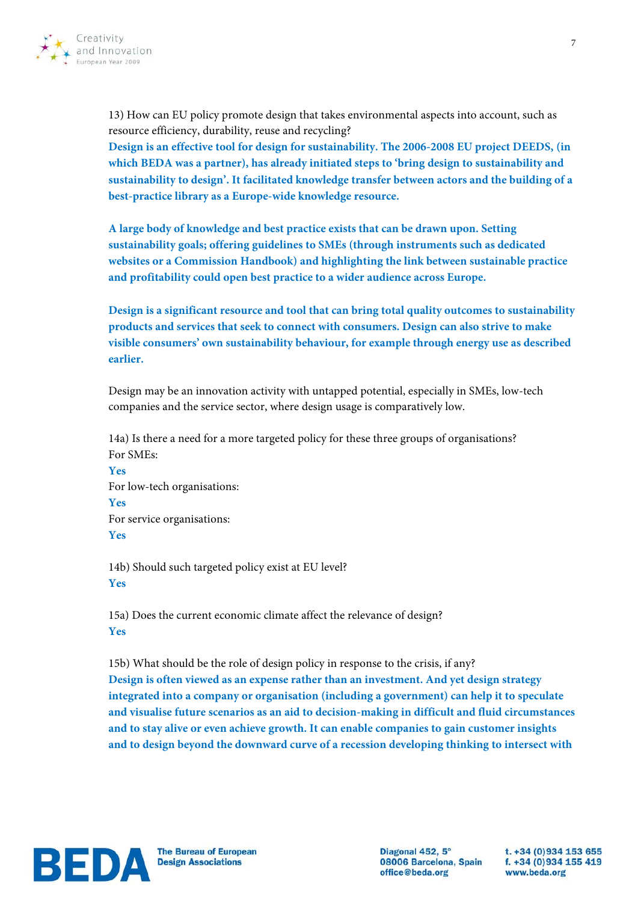13) How can EU policy promote design that takes environmental aspects into account, such as resource efficiency, durability, reuse and recycling?

**Design is an effective tool for design for sustainability. The 2006-2008 EU project DEEDS, (in which BEDA was a partner), has already initiated steps to 'bring design to sustainability and sustainability to design'. It facilitated knowledge transfer between actors and the building of a best-practice library as a Europe-wide knowledge resource.**

**A large body of knowledge and best practice exists that can be drawn upon. Setting sustainability goals; offering guidelines to SMEs (through instruments such as dedicated websites or a Commission Handbook) and highlighting the link between sustainable practice and profitability could open best practice to a wider audience across Europe.**

**Design is a significant resource and tool that can bring total quality outcomes to sustainability products and services that seek to connect with consumers. Design can also strive to make visible consumers' own sustainability behaviour, for example through energy use as described earlier.**

Design may be an innovation activity with untapped potential, especially in SMEs, low-tech companies and the service sector, where design usage is comparatively low.

14a) Is there a need for a more targeted policy for these three groups of organisations?
For SMEs:
**Yes**
For low-tech organisations:
**Yes**
For service organisations:
**Yes**

14b) Should such targeted policy exist at EU level?
**Yes**

15a) Does the current economic climate affect the relevance of design?
**Yes**

15b) What should be the role of design policy in response to the crisis, if any?
**Design is often viewed as an expense rather than an investment. And yet design strategy integrated into a company or organisation (including a government) can help it to speculate and visualise future scenarios as an aid to decision-making in difficult and fluid circumstances and to stay alive or even achieve growth. It can enable companies to gain customer insights and to design beyond the downward curve of a recession developing thinking to intersect with**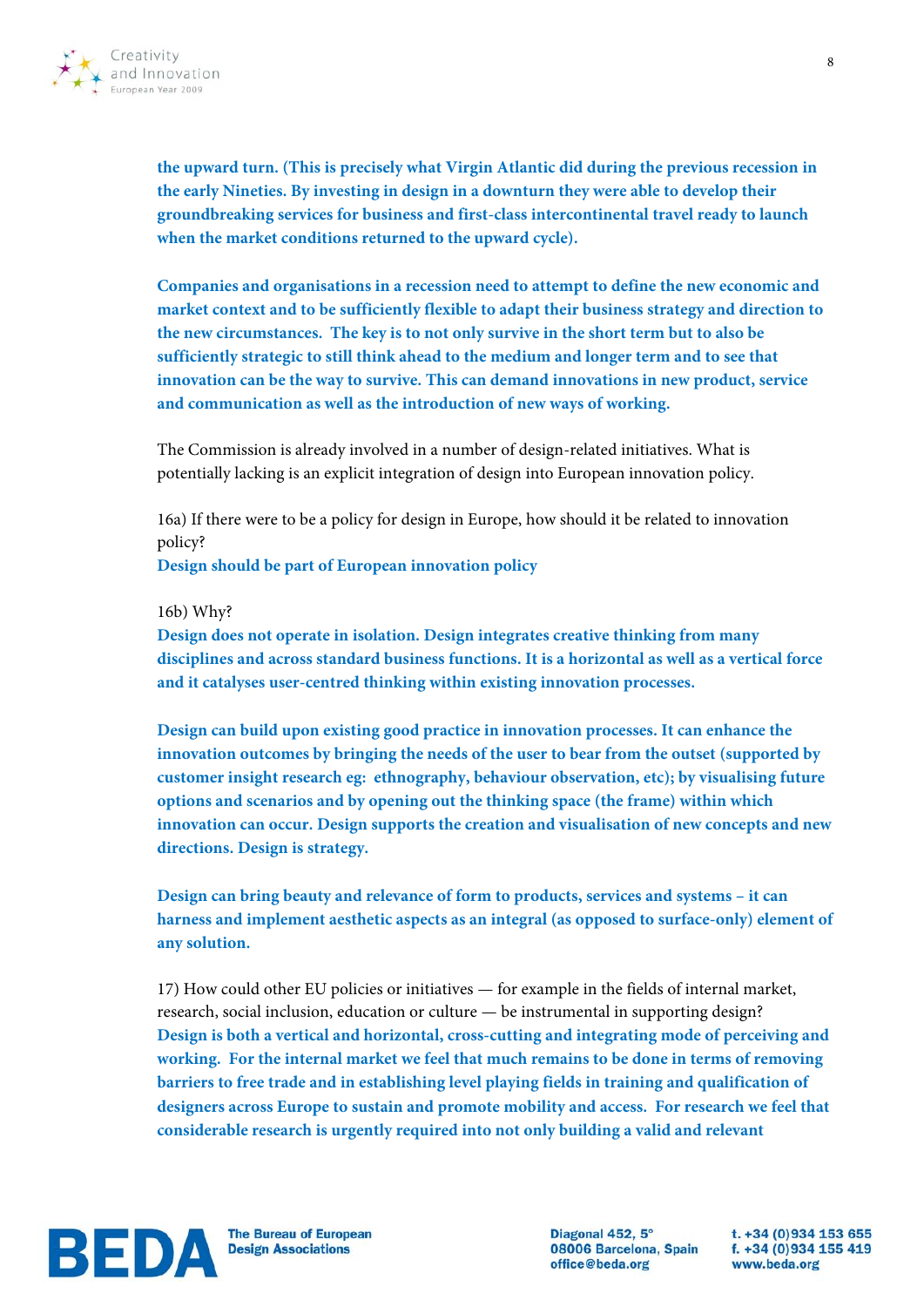**the upward turn. (This is precisely what Virgin Atlantic did during the previous recession in the early Nineties. By investing in design in a downturn they were able to develop their groundbreaking services for business and first-class intercontinental travel ready to launch when the market conditions returned to the upward cycle).**

**Companies and organisations in a recession need to attempt to define the new economic and market context and to be sufficiently flexible to adapt their business strategy and direction to the new circumstances. The key is to not only survive in the short term but to also be sufficiently strategic to still think ahead to the medium and longer term and to see that innovation can be the way to survive. This can demand innovations in new product, service and communication as well as the introduction of new ways of working.**

The Commission is already involved in a number of design-related initiatives. What is potentially lacking is an explicit integration of design into European innovation policy.

16a) If there were to be a policy for design in Europe, how should it be related to innovation policy?
**Design should be part of European innovation policy**

16b) Why?
**Design does not operate in isolation. Design integrates creative thinking from many disciplines and across standard business functions. It is a horizontal as well as a vertical force and it catalyses user-centred thinking within existing innovation processes.**

**Design can build upon existing good practice in innovation processes. It can enhance the innovation outcomes by bringing the needs of the user to bear from the outset (supported by customer insight research eg: ethnography, behaviour observation, etc); by visualising future options and scenarios and by opening out the thinking space (the frame) within which innovation can occur. Design supports the creation and visualisation of new concepts and new directions. Design is strategy.**

**Design can bring beauty and relevance of form to products, services and systems – it can harness and implement aesthetic aspects as an integral (as opposed to surface-only) element of any solution.**

17) How could other EU policies or initiatives — for example in the fields of internal market, research, social inclusion, education or culture — be instrumental in supporting design?
**Design is both a vertical and horizontal, cross-cutting and integrating mode of perceiving and working. For the internal market we feel that much remains to be done in terms of removing barriers to free trade and in establishing level playing fields in training and qualification of designers across Europe to sustain and promote mobility and access. For research we feel that considerable research is urgently required into not only building a valid and relevant**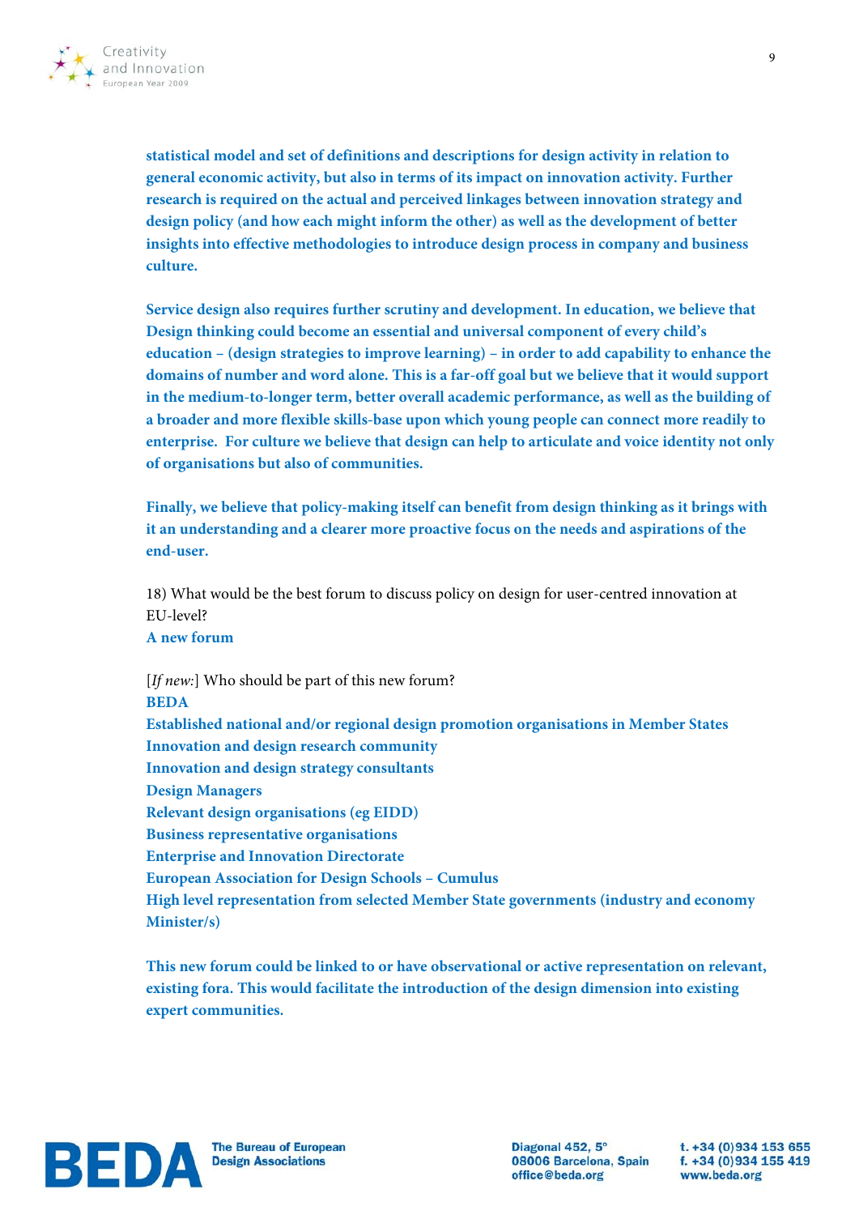**statistical model and set of definitions and descriptions for design activity in relation to general economic activity, but also in terms of its impact on innovation activity. Further research is required on the actual and perceived linkages between innovation strategy and design policy (and how each might inform the other) as well as the development of better insights into effective methodologies to introduce design process in company and business culture.**

**Service design also requires further scrutiny and development. In education, we believe that Design thinking could become an essential and universal component of every child's education – (design strategies to improve learning) – in order to add capability to enhance the domains of number and word alone. This is a far-off goal but we believe that it would support in the medium-to-longer term, better overall academic performance, as well as the building of a broader and more flexible skills-base upon which young people can connect more readily to enterprise. For culture we believe that design can help to articulate and voice identity not only of organisations but also of communities.**

**Finally, we believe that policy-making itself can benefit from design thinking as it brings with it an understanding and a clearer more proactive focus on the needs and aspirations of the end-user.**

18) What would be the best forum to discuss policy on design for user-centred innovation at EU-level?
**A new forum**

[*If new:*] Who should be part of this new forum?
**BEDA**
**Established national and/or regional design promotion organisations in Member States**
**Innovation and design research community**
**Innovation and design strategy consultants**
**Design Managers**
**Relevant design organisations (eg EIDD)**
**Business representative organisations**
**Enterprise and Innovation Directorate**
**European Association for Design Schools – Cumulus**
**High level representation from selected Member State governments (industry and economy Minister/s)**

**This new forum could be linked to or have observational or active representation on relevant, existing fora. This would facilitate the introduction of the design dimension into existing expert communities.**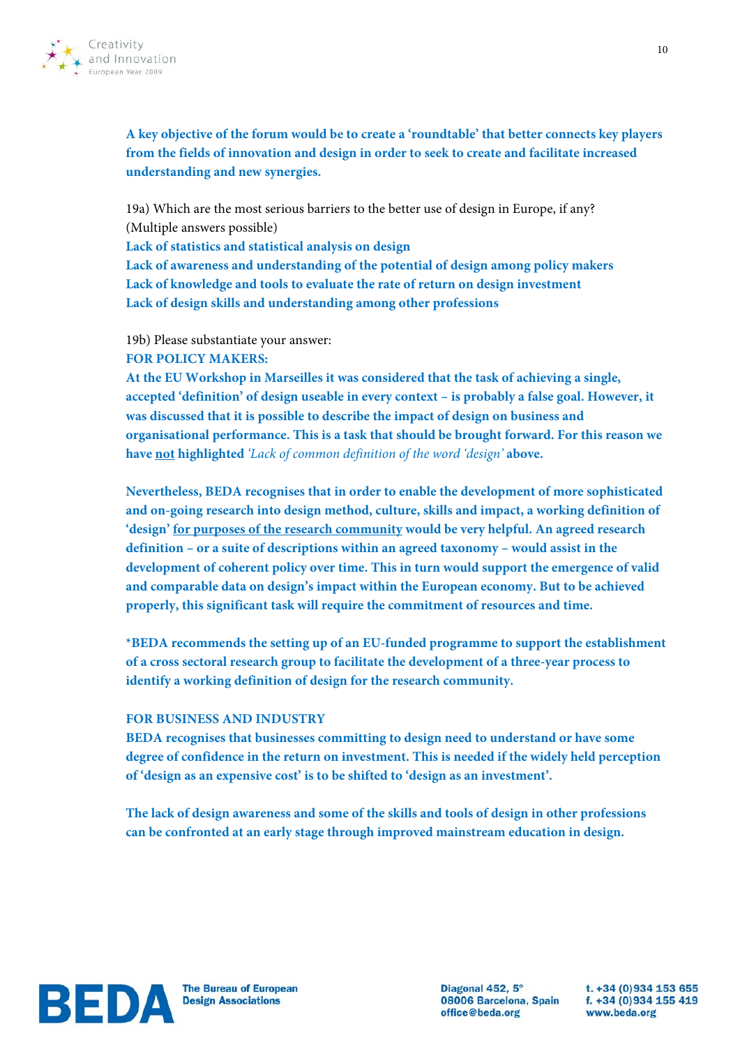**A key objective of the forum would be to create a 'roundtable' that better connects key players from the fields of innovation and design in order to seek to create and facilitate increased understanding and new synergies.**

19a) Which are the most serious barriers to the better use of design in Europe, if any? (Multiple answers possible)

**Lack of statistics and statistical analysis on design**
**Lack of awareness and understanding of the potential of design among policy makers**
**Lack of knowledge and tools to evaluate the rate of return on design investment**
**Lack of design skills and understanding among other professions**

19b) Please substantiate your answer:

**FOR POLICY MAKERS:**

**At the EU Workshop in Marseilles it was considered that the task of achieving a single, accepted 'definition' of design useable in every context – is probably a false goal. However, it was discussed that it is possible to describe the impact of design on business and organisational performance. This is a task that should be brought forward. For this reason we have <u>not</u> highlighted** *'Lack of common definition of the word 'design'* **above.**

**Nevertheless, BEDA recognises that in order to enable the development of more sophisticated and on-going research into design method, culture, skills and impact, a working definition of 'design' <u>for purposes of the research community</u> would be very helpful. An agreed research definition – or a suite of descriptions within an agreed taxonomy – would assist in the development of coherent policy over time. This in turn would support the emergence of valid and comparable data on design's impact within the European economy. But to be achieved properly, this significant task will require the commitment of resources and time.**

**\*BEDA recommends the setting up of an EU-funded programme to support the establishment of a cross sectoral research group to facilitate the development of a three-year process to identify a working definition of design for the research community.**

**FOR BUSINESS AND INDUSTRY**

**BEDA recognises that businesses committing to design need to understand or have some degree of confidence in the return on investment. This is needed if the widely held perception of 'design as an expensive cost' is to be shifted to 'design as an investment'.**

**The lack of design awareness and some of the skills and tools of design in other professions can be confronted at an early stage through improved mainstream education in design.**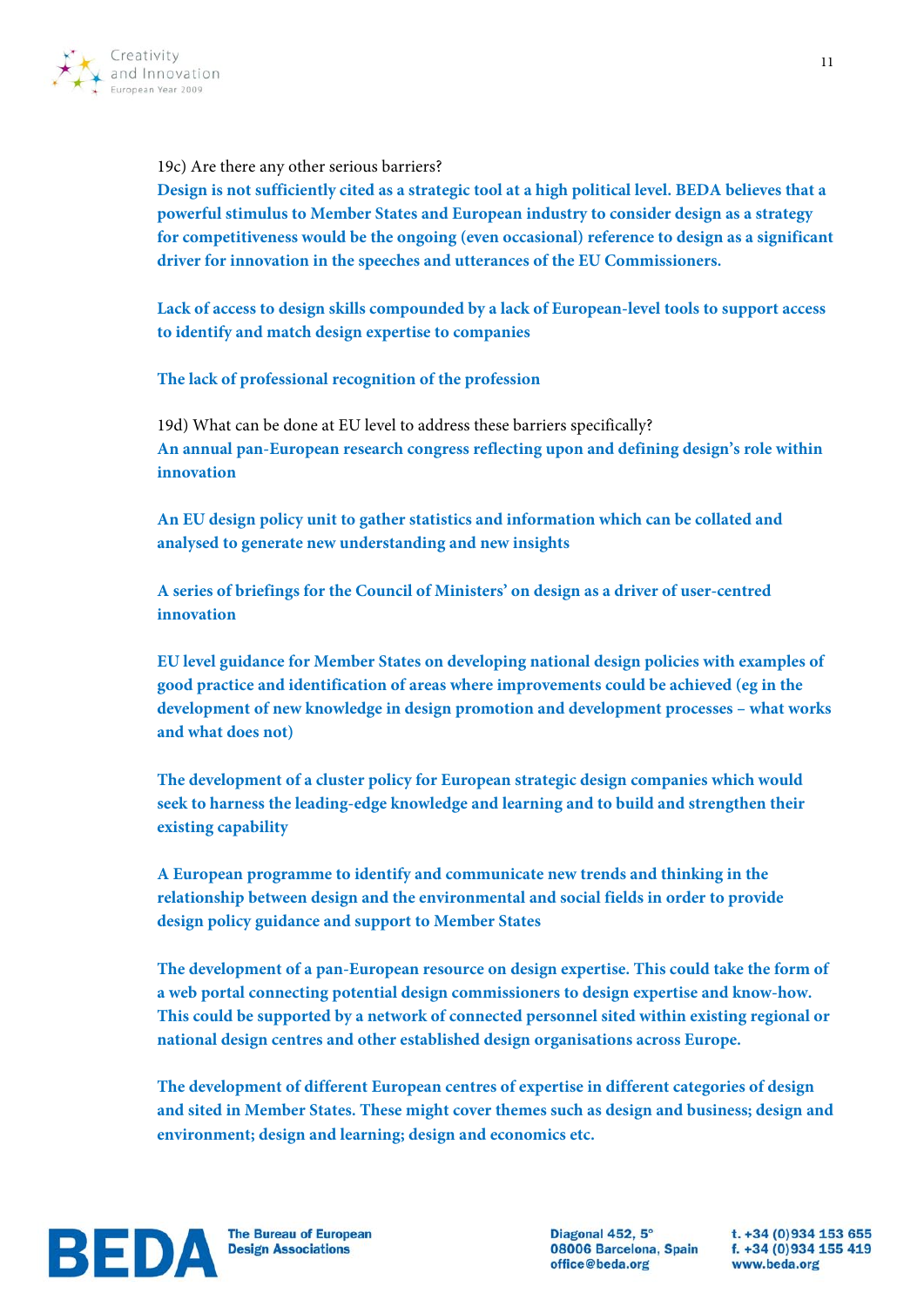19c) Are there any other serious barriers?

**Design is not sufficiently cited as a strategic tool at a high political level. BEDA believes that a powerful stimulus to Member States and European industry to consider design as a strategy for competitiveness would be the ongoing (even occasional) reference to design as a significant driver for innovation in the speeches and utterances of the EU Commissioners.**

**Lack of access to design skills compounded by a lack of European-level tools to support access to identify and match design expertise to companies**

**The lack of professional recognition of the profession**

19d) What can be done at EU level to address these barriers specifically?

**An annual pan-European research congress reflecting upon and defining design's role within innovation**

**An EU design policy unit to gather statistics and information which can be collated and analysed to generate new understanding and new insights**

**A series of briefings for the Council of Ministers' on design as a driver of user-centred innovation**

**EU level guidance for Member States on developing national design policies with examples of good practice and identification of areas where improvements could be achieved (eg in the development of new knowledge in design promotion and development processes – what works and what does not)**

**The development of a cluster policy for European strategic design companies which would seek to harness the leading-edge knowledge and learning and to build and strengthen their existing capability**

**A European programme to identify and communicate new trends and thinking in the relationship between design and the environmental and social fields in order to provide design policy guidance and support to Member States**

**The development of a pan-European resource on design expertise. This could take the form of a web portal connecting potential design commissioners to design expertise and know-how. This could be supported by a network of connected personnel sited within existing regional or national design centres and other established design organisations across Europe.**

**The development of different European centres of expertise in different categories of design and sited in Member States. These might cover themes such as design and business; design and environment; design and learning; design and economics etc.**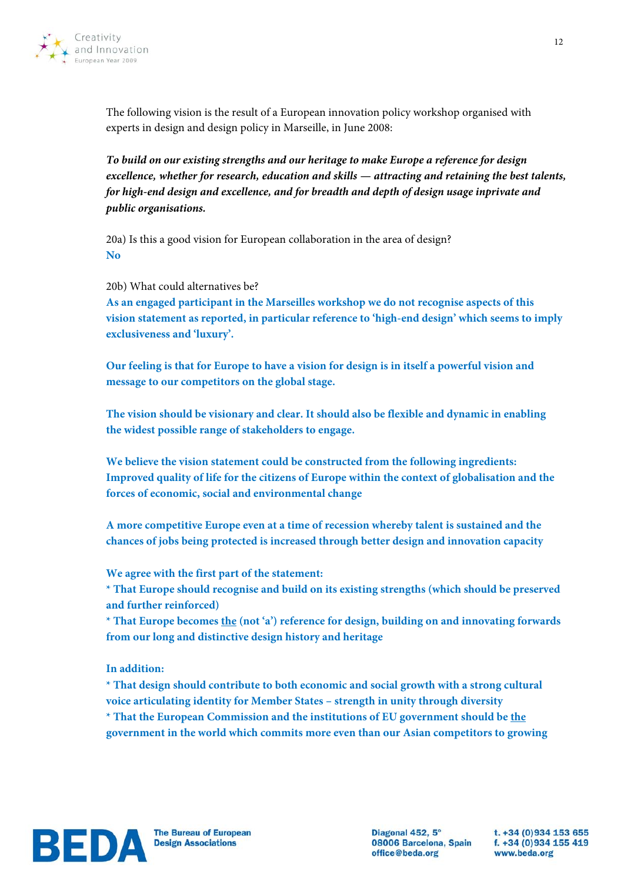The following vision is the result of a European innovation policy workshop organised with experts in design and design policy in Marseille, in June 2008:

***To build on our existing strengths and our heritage to make Europe a reference for design excellence, whether for research, education and skills — attracting and retaining the best talents, for high-end design and excellence, and for breadth and depth of design usage inprivate and public organisations.***

20a) Is this a good vision for European collaboration in the area of design?

**No**

20b) What could alternatives be?

**As an engaged participant in the Marseilles workshop we do not recognise aspects of this vision statement as reported, in particular reference to 'high-end design' which seems to imply exclusiveness and 'luxury'.**

**Our feeling is that for Europe to have a vision for design is in itself a powerful vision and message to our competitors on the global stage.**

**The vision should be visionary and clear. It should also be flexible and dynamic in enabling the widest possible range of stakeholders to engage.**

**We believe the vision statement could be constructed from the following ingredients:**
**Improved quality of life for the citizens of Europe within the context of globalisation and the forces of economic, social and environmental change**

**A more competitive Europe even at a time of recession whereby talent is sustained and the chances of jobs being protected is increased through better design and innovation capacity**

**We agree with the first part of the statement:**
**\* That Europe should recognise and build on its existing strengths (which should be preserved and further reinforced)**
**\* That Europe becomes <u>the</u> (not 'a') reference for design, building on and innovating forwards from our long and distinctive design history and heritage**

**In addition:**
**\* That design should contribute to both economic and social growth with a strong cultural voice articulating identity for Member States – strength in unity through diversity**
**\* That the European Commission and the institutions of EU government should be <u>the</u> government in the world which commits more even than our Asian competitors to growing**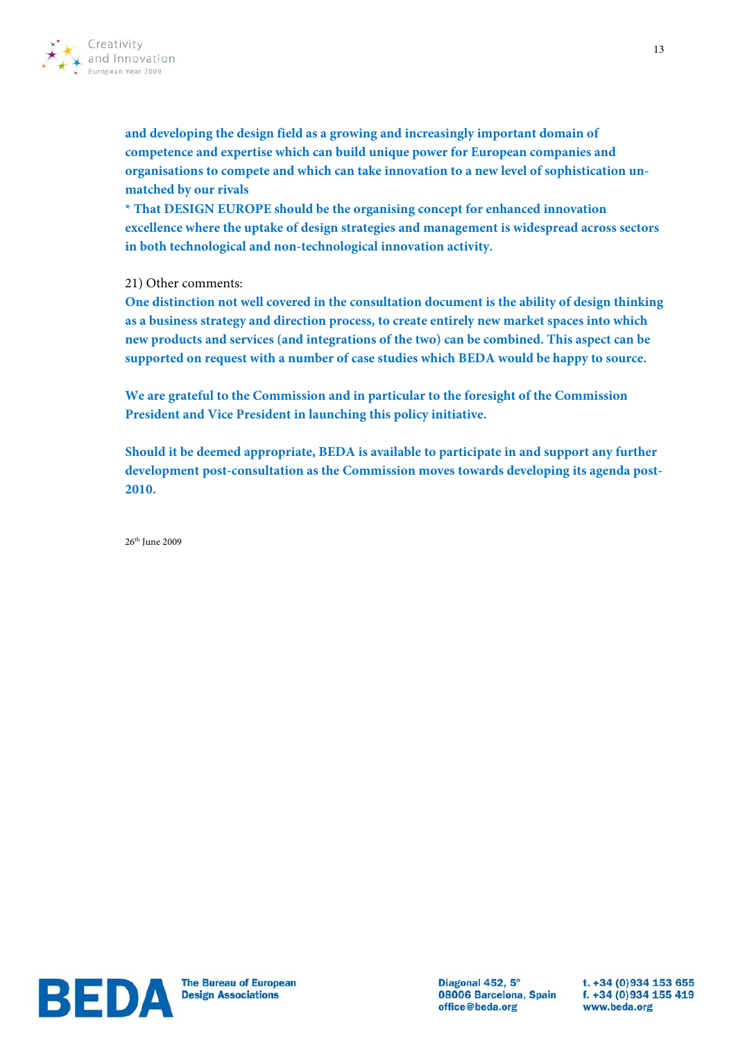**and developing the design field as a growing and increasingly important domain of competence and expertise which can build unique power for European companies and organisations to compete and which can take innovation to a new level of sophistication unmatched by our rivals**

**\* That DESIGN EUROPE should be the organising concept for enhanced innovation excellence where the uptake of design strategies and management is widespread across sectors in both technological and non-technological innovation activity.**

21) Other comments:

**One distinction not well covered in the consultation document is the ability of design thinking as a business strategy and direction process, to create entirely new market spaces into which new products and services (and integrations of the two) can be combined. This aspect can be supported on request with a number of case studies which BEDA would be happy to source.**

**We are grateful to the Commission and in particular to the foresight of the Commission President and Vice President in launching this policy initiative.**

**Should it be deemed appropriate, BEDA is available to participate in and support any further development post-consultation as the Commission moves towards developing its agenda post-2010.**

26th June 2009